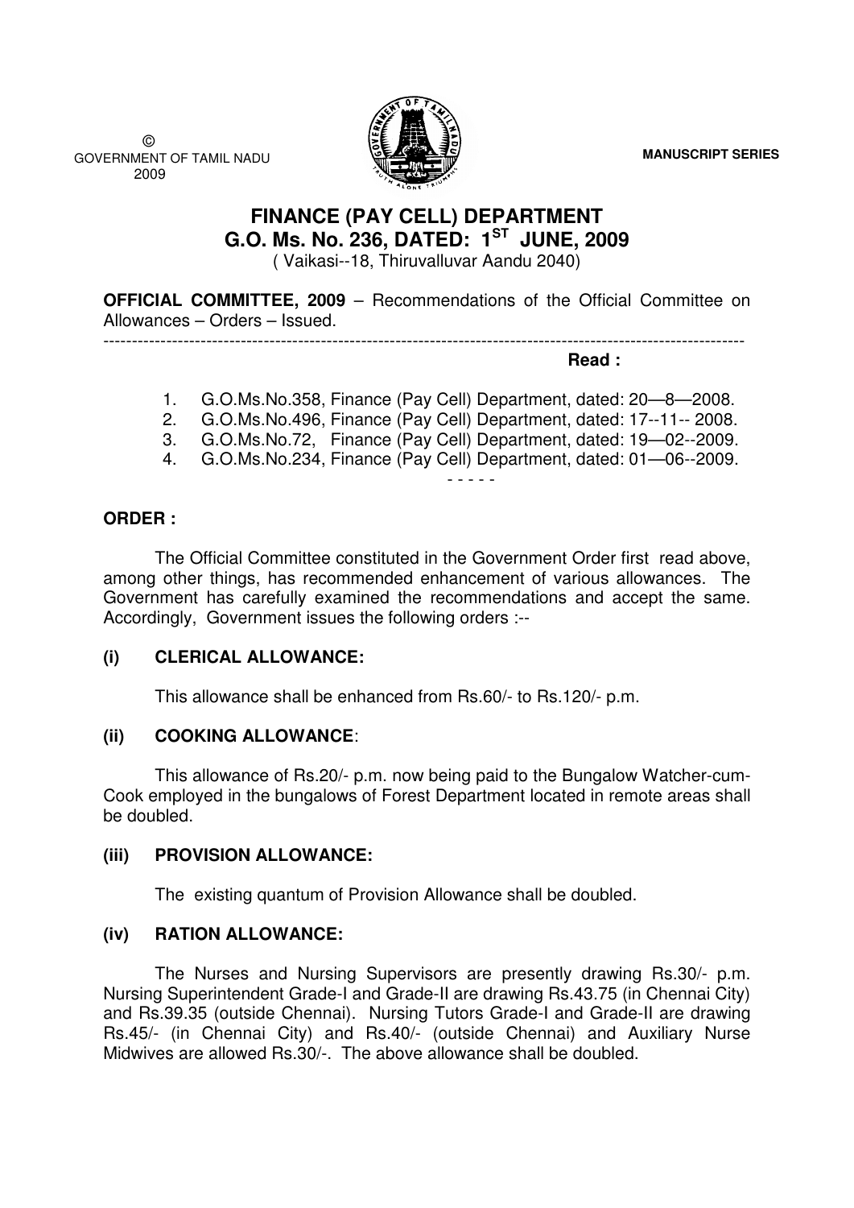©
GOVERNMENT OF TAMIL NADU
2009

**MANUSCRIPT SERIES**

# FINANCE (PAY CELL) DEPARTMENT
# G.O. Ms. No. 236, DATED: 1[ST] JUNE, 2009

( Vaikasi--18, Thiruvalluvar Aandu 2040)

**OFFICIAL COMMITTEE, 2009** – Recommendations of the Official Committee on Allowances – Orders – Issued.

---

**Read :**

1. G.O.Ms.No.358, Finance (Pay Cell) Department, dated: 20—8—2008.
2. G.O.Ms.No.496, Finance (Pay Cell) Department, dated: 17--11-- 2008.
3. G.O.Ms.No.72, Finance (Pay Cell) Department, dated: 19—02--2009.
4. G.O.Ms.No.234, Finance (Pay Cell) Department, dated: 01—06--2009.

- - - - -

**ORDER :**

The Official Committee constituted in the Government Order first read above, among other things, has recommended enhancement of various allowances. The Government has carefully examined the recommendations and accept the same. Accordingly, Government issues the following orders :--

**(i) CLERICAL ALLOWANCE:**

This allowance shall be enhanced from Rs.60/- to Rs.120/- p.m.

**(ii) COOKING ALLOWANCE**:

This allowance of Rs.20/- p.m. now being paid to the Bungalow Watcher-cum-Cook employed in the bungalows of Forest Department located in remote areas shall be doubled.

**(iii) PROVISION ALLOWANCE:**

The existing quantum of Provision Allowance shall be doubled.

**(iv) RATION ALLOWANCE:**

The Nurses and Nursing Supervisors are presently drawing Rs.30/- p.m. Nursing Superintendent Grade-I and Grade-II are drawing Rs.43.75 (in Chennai City) and Rs.39.35 (outside Chennai). Nursing Tutors Grade-I and Grade-II are drawing Rs.45/- (in Chennai City) and Rs.40/- (outside Chennai) and Auxiliary Nurse Midwives are allowed Rs.30/-. The above allowance shall be doubled.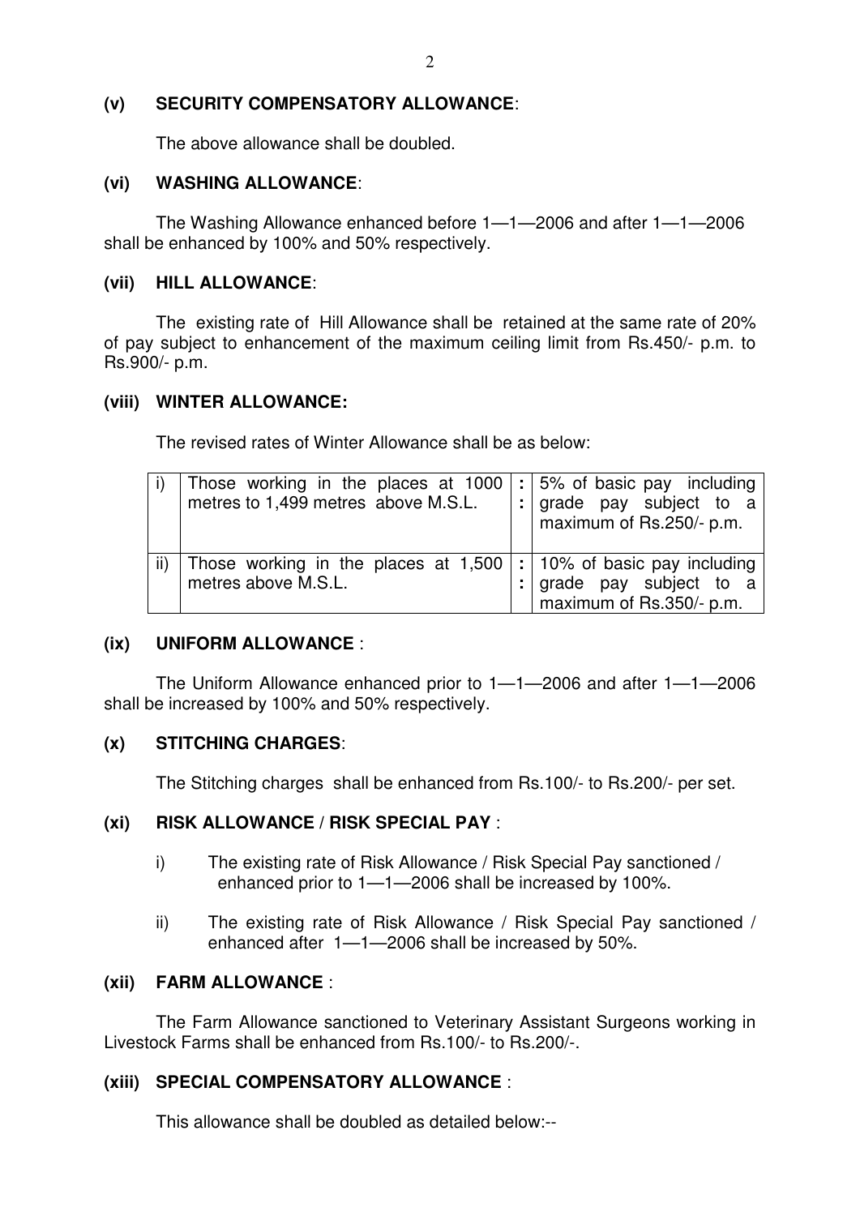**(v) SECURITY COMPENSATORY ALLOWANCE**:

The above allowance shall be doubled.

**(vi) WASHING ALLOWANCE**:

The Washing Allowance enhanced before 1—1—2006 and after 1—1—2006 shall be enhanced by 100% and 50% respectively.

**(vii) HILL ALLOWANCE**:

The existing rate of Hill Allowance shall be retained at the same rate of 20% of pay subject to enhancement of the maximum ceiling limit from Rs.450/- p.m. to Rs.900/- p.m.

**(viii) WINTER ALLOWANCE:**

The revised rates of Winter Allowance shall be as below:

| | | | |
|---|---|---|---|
| i) | Those working in the places at 1000 metres to 1,499 metres above M.S.L. | : | 5% of basic pay including grade pay subject to a maximum of Rs.250/- p.m. |
| ii) | Those working in the places at 1,500 metres above M.S.L. | : | 10% of basic pay including grade pay subject to a maximum of Rs.350/- p.m. |

**(ix) UNIFORM ALLOWANCE** :

The Uniform Allowance enhanced prior to 1—1—2006 and after 1—1—2006 shall be increased by 100% and 50% respectively.

**(x) STITCHING CHARGES**:

The Stitching charges shall be enhanced from Rs.100/- to Rs.200/- per set.

**(xi) RISK ALLOWANCE / RISK SPECIAL PAY** :

i) The existing rate of Risk Allowance / Risk Special Pay sanctioned / enhanced prior to 1—1—2006 shall be increased by 100%.

ii) The existing rate of Risk Allowance / Risk Special Pay sanctioned / enhanced after 1—1—2006 shall be increased by 50%.

**(xii) FARM ALLOWANCE** :

The Farm Allowance sanctioned to Veterinary Assistant Surgeons working in Livestock Farms shall be enhanced from Rs.100/- to Rs.200/-.

**(xiii) SPECIAL COMPENSATORY ALLOWANCE** :

This allowance shall be doubled as detailed below:--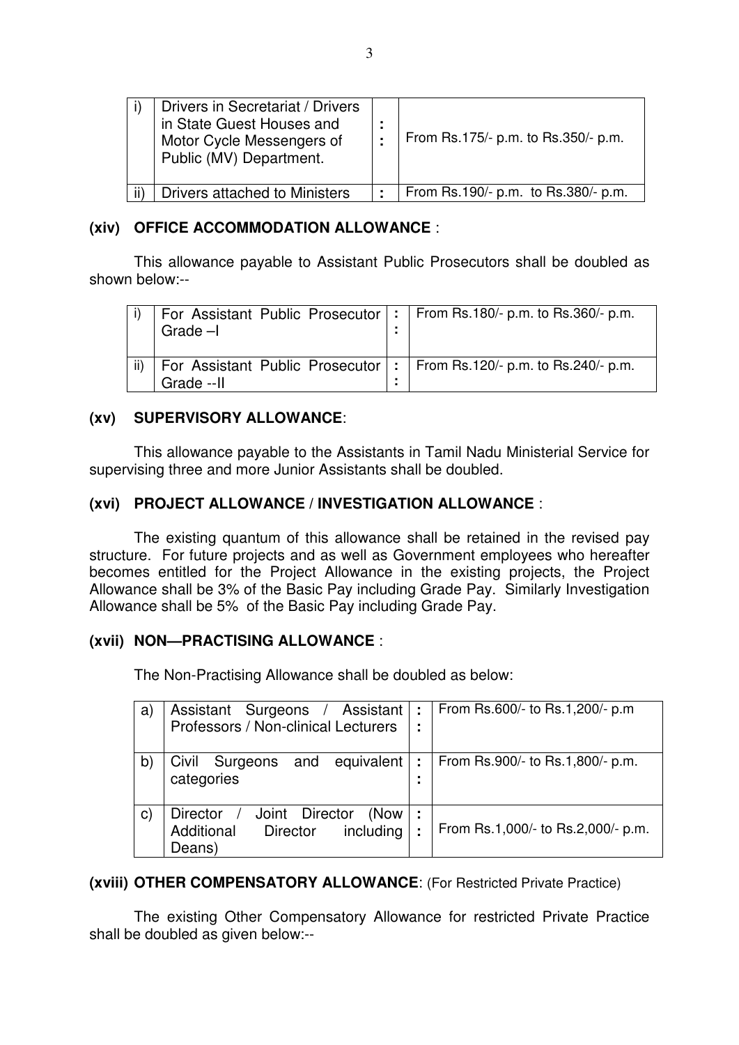| | | | |
|---|---|---|---|
| i) | Drivers in Secretariat / Drivers in State Guest Houses and Motor Cycle Messengers of Public (MV) Department. | : : | From Rs.175/- p.m. to Rs.350/- p.m. |
| ii) | Drivers attached to Ministers | : | From Rs.190/- p.m. to Rs.380/- p.m. |

**(xiv) OFFICE ACCOMMODATION ALLOWANCE** :

This allowance payable to Assistant Public Prosecutors shall be doubled as shown below:--

| | | | |
|---|---|---|---|
| i) | For Assistant Public Prosecutor Grade –I | : : | From Rs.180/- p.m. to Rs.360/- p.m. |
| ii) | For Assistant Public Prosecutor Grade --II | : : | From Rs.120/- p.m. to Rs.240/- p.m. |

**(xv) SUPERVISORY ALLOWANCE**:

This allowance payable to the Assistants in Tamil Nadu Ministerial Service for supervising three and more Junior Assistants shall be doubled.

**(xvi) PROJECT ALLOWANCE / INVESTIGATION ALLOWANCE** :

The existing quantum of this allowance shall be retained in the revised pay structure. For future projects and as well as Government employees who hereafter becomes entitled for the Project Allowance in the existing projects, the Project Allowance shall be 3% of the Basic Pay including Grade Pay. Similarly Investigation Allowance shall be 5% of the Basic Pay including Grade Pay.

**(xvii) NON—PRACTISING ALLOWANCE** :

The Non-Practising Allowance shall be doubled as below:

| | | | |
|---|---|---|---|
| a) | Assistant Surgeons / Assistant Professors / Non-clinical Lecturers | : : | From Rs.600/- to Rs.1,200/- p.m |
| b) | Civil Surgeons and equivalent categories | : : | From Rs.900/- to Rs.1,800/- p.m. |
| c) | Director / Joint Director (Now Additional Director including Deans) | : : | From Rs.1,000/- to Rs.2,000/- p.m. |

**(xviii) OTHER COMPENSATORY ALLOWANCE**: (For Restricted Private Practice)

The existing Other Compensatory Allowance for restricted Private Practice shall be doubled as given below:--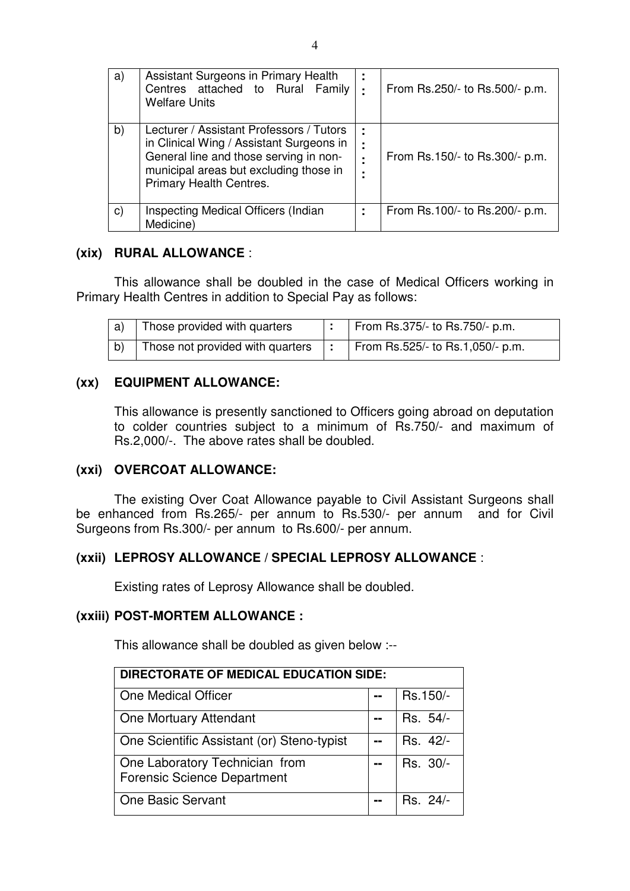| | | | |
|---|---|---|---|
| a) | Assistant Surgeons in Primary Health Centres attached to Rural Family Welfare Units | : | From Rs.250/- to Rs.500/- p.m. |
| b) | Lecturer / Assistant Professors / Tutors in Clinical Wing / Assistant Surgeons in General line and those serving in non-municipal areas but excluding those in Primary Health Centres. | : | From Rs.150/- to Rs.300/- p.m. |
| c) | Inspecting Medical Officers (Indian Medicine) | : | From Rs.100/- to Rs.200/- p.m. |

### (xix) RURAL ALLOWANCE :

This allowance shall be doubled in the case of Medical Officers working in Primary Health Centres in addition to Special Pay as follows:

| | | | |
|---|---|---|---|
| a) | Those provided with quarters | : | From Rs.375/- to Rs.750/- p.m. |
| b) | Those not provided with quarters | : | From Rs.525/- to Rs.1,050/- p.m. |

### (xx) EQUIPMENT ALLOWANCE:

This allowance is presently sanctioned to Officers going abroad on deputation to colder countries subject to a minimum of Rs.750/- and maximum of Rs.2,000/-. The above rates shall be doubled.

### (xxi) OVERCOAT ALLOWANCE:

The existing Over Coat Allowance payable to Civil Assistant Surgeons shall be enhanced from Rs.265/- per annum to Rs.530/- per annum and for Civil Surgeons from Rs.300/- per annum to Rs.600/- per annum.

### (xxii) LEPROSY ALLOWANCE / SPECIAL LEPROSY ALLOWANCE :

Existing rates of Leprosy Allowance shall be doubled.

### (xxiii) POST-MORTEM ALLOWANCE :

This allowance shall be doubled as given below :--

| **DIRECTORATE OF MEDICAL EDUCATION SIDE:** | | |
|---|---|---|
| One Medical Officer | -- | Rs.150/- |
| One Mortuary Attendant | -- | Rs. 54/- |
| One Scientific Assistant (or) Steno-typist | -- | Rs. 42/- |
| One Laboratory Technician from Forensic Science Department | -- | Rs. 30/- |
| One Basic Servant | -- | Rs. 24/- |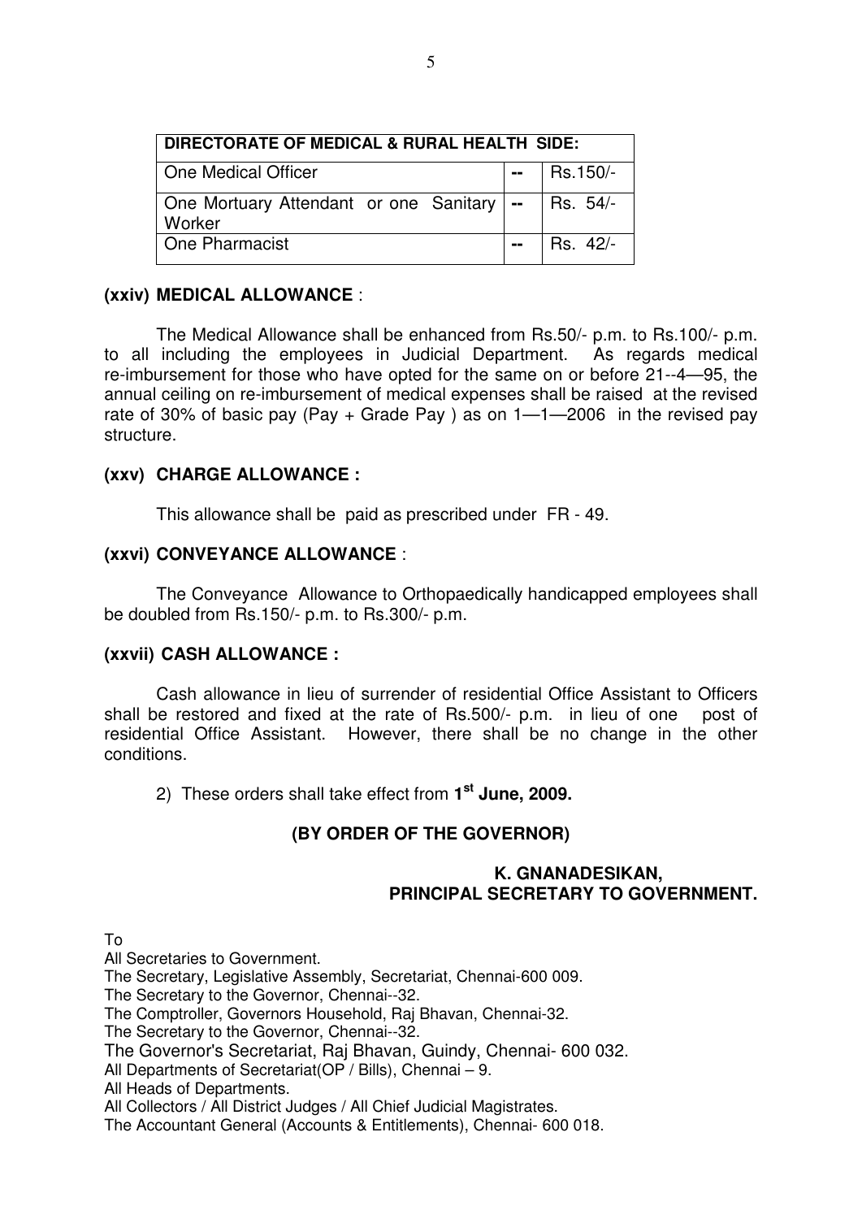| DIRECTORATE OF MEDICAL & RURAL HEALTH SIDE: | | |
|---|---|---|
| One Medical Officer | -- | Rs.150/- |
| One Mortuary Attendant or one Sanitary Worker | -- | Rs. 54/- |
| One Pharmacist | -- | Rs. 42/- |

**(xxiv) MEDICAL ALLOWANCE** :

The Medical Allowance shall be enhanced from Rs.50/- p.m. to Rs.100/- p.m. to all including the employees in Judicial Department. As regards medical re-imbursement for those who have opted for the same on or before 21--4—95, the annual ceiling on re-imbursement of medical expenses shall be raised at the revised rate of 30% of basic pay (Pay + Grade Pay ) as on 1—1—2006 in the revised pay structure.

**(xxv) CHARGE ALLOWANCE :**

This allowance shall be paid as prescribed under FR - 49.

**(xxvi) CONVEYANCE ALLOWANCE** :

The Conveyance Allowance to Orthopaedically handicapped employees shall be doubled from Rs.150/- p.m. to Rs.300/- p.m.

**(xxvii) CASH ALLOWANCE :**

Cash allowance in lieu of surrender of residential Office Assistant to Officers shall be restored and fixed at the rate of Rs.500/- p.m. in lieu of one post of residential Office Assistant. However, there shall be no change in the other conditions.

2) These orders shall take effect from **1st June, 2009.**

**(BY ORDER OF THE GOVERNOR)**

**K. GNANADESIKAN,**
**PRINCIPAL SECRETARY TO GOVERNMENT.**

To

All Secretaries to Government.
The Secretary, Legislative Assembly, Secretariat, Chennai-600 009.
The Secretary to the Governor, Chennai--32.
The Comptroller, Governors Household, Raj Bhavan, Chennai-32.
The Secretary to the Governor, Chennai--32.
The Governor's Secretariat, Raj Bhavan, Guindy, Chennai- 600 032.
All Departments of Secretariat(OP / Bills), Chennai – 9.
All Heads of Departments.
All Collectors / All District Judges / All Chief Judicial Magistrates.
The Accountant General (Accounts & Entitlements), Chennai- 600 018.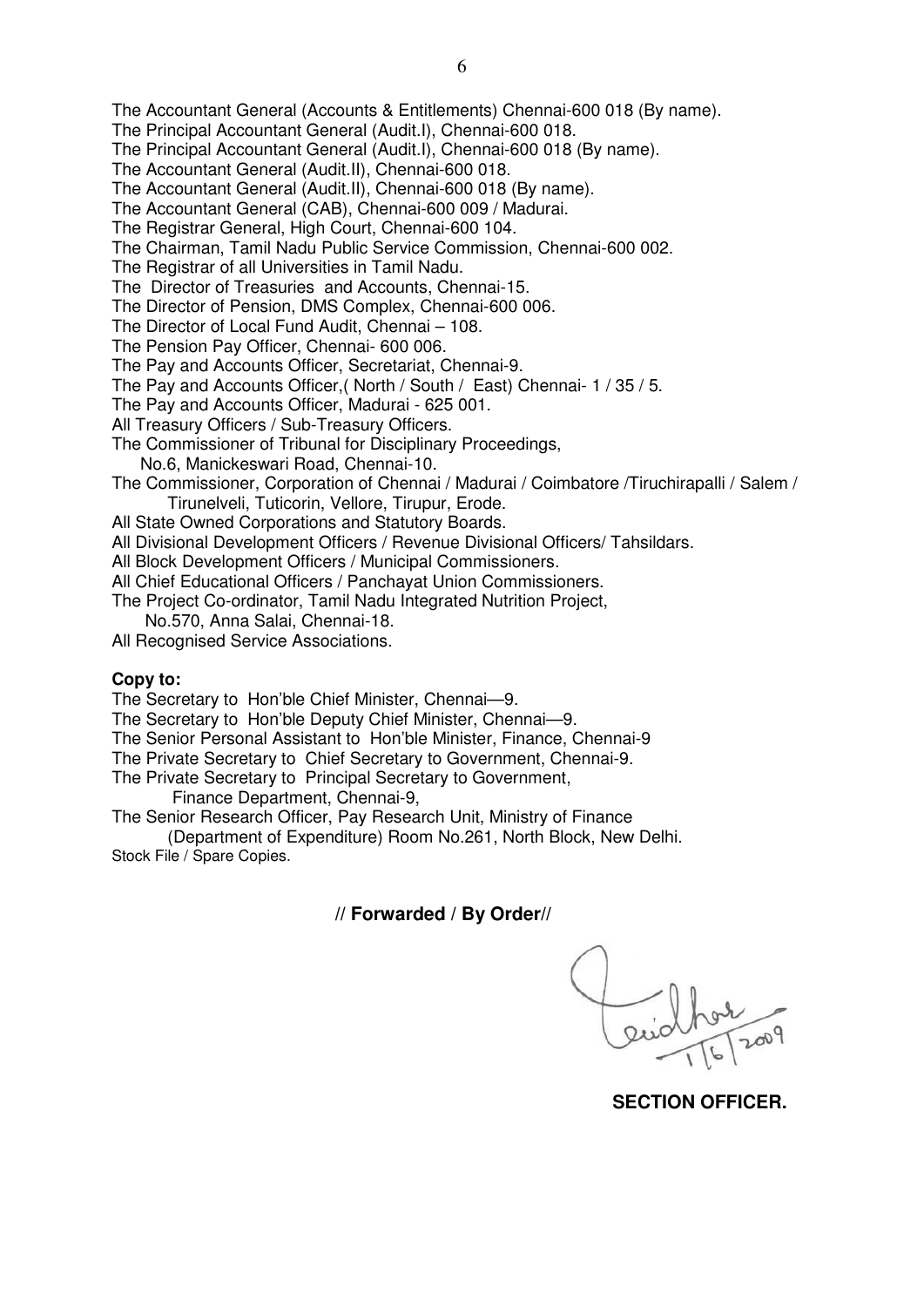The Accountant General (Accounts & Entitlements) Chennai-600 018 (By name).
The Principal Accountant General (Audit.I), Chennai-600 018.
The Principal Accountant General (Audit.I), Chennai-600 018 (By name).
The Accountant General (Audit.II), Chennai-600 018.
The Accountant General (Audit.II), Chennai-600 018 (By name).
The Accountant General (CAB), Chennai-600 009 / Madurai.
The Registrar General, High Court, Chennai-600 104.
The Chairman, Tamil Nadu Public Service Commission, Chennai-600 002.
The Registrar of all Universities in Tamil Nadu.
The Director of Treasuries and Accounts, Chennai-15.
The Director of Pension, DMS Complex, Chennai-600 006.
The Director of Local Fund Audit, Chennai – 108.
The Pension Pay Officer, Chennai- 600 006.
The Pay and Accounts Officer, Secretariat, Chennai-9.
The Pay and Accounts Officer,( North / South / East) Chennai- 1 / 35 / 5.
The Pay and Accounts Officer, Madurai - 625 001.
All Treasury Officers / Sub-Treasury Officers.
The Commissioner of Tribunal for Disciplinary Proceedings,
No.6, Manickeswari Road, Chennai-10.
The Commissioner, Corporation of Chennai / Madurai / Coimbatore /Tiruchirapalli / Salem / Tirunelveli, Tuticorin, Vellore, Tirupur, Erode.
All State Owned Corporations and Statutory Boards.
All Divisional Development Officers / Revenue Divisional Officers/ Tahsildars.
All Block Development Officers / Municipal Commissioners.
All Chief Educational Officers / Panchayat Union Commissioners.
The Project Co-ordinator, Tamil Nadu Integrated Nutrition Project,
No.570, Anna Salai, Chennai-18.
All Recognised Service Associations.

**Copy to:**

The Secretary to Hon'ble Chief Minister, Chennai—9.
The Secretary to Hon'ble Deputy Chief Minister, Chennai—9.
The Senior Personal Assistant to Hon'ble Minister, Finance, Chennai-9
The Private Secretary to Chief Secretary to Government, Chennai-9.
The Private Secretary to Principal Secretary to Government,
Finance Department, Chennai-9,
The Senior Research Officer, Pay Research Unit, Ministry of Finance
(Department of Expenditure) Room No.261, North Block, New Delhi.
Stock File / Spare Copies.

**// Forwarded / By Order//**

1/6/2009

**SECTION OFFICER.**